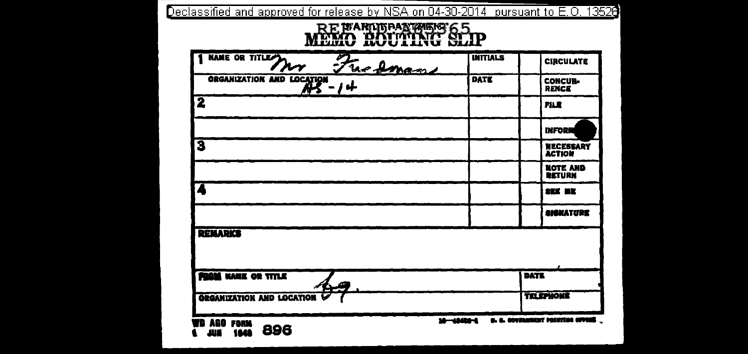Declassified and approved for release by NSA on 04-30-2014 pursuant to E.O. 13526

REF ID:A65365

# WAR DEPARTMENT MEMO ROUTING SLIP

| | INITIALS | | |
|---|---|---|---|
| 1 NAME OR TITLE Mr Friedman | INITIALS | | CIRCULATE |
| ORGANIZATION AND LOCATION AS-14 | DATE | | CONCURRENCE |
| 2 | | | FILE |
| | | | INFORMATION |
| 3 | | | NECESSARY ACTION |
| | | | NOTE AND RETURN |
| 4 | | | SEE ME |
| | | | SIGNATURE |

**REMARKS**

| | |
|---|---|
| FROM NAME OR TITLE | DATE |
| ORGANIZATION AND LOCATION | TELEPHONE |

WD AGO FORM 896
1 JUN 1946

16—45480-1 U. S. GOVERNMENT PRINTING OFFICE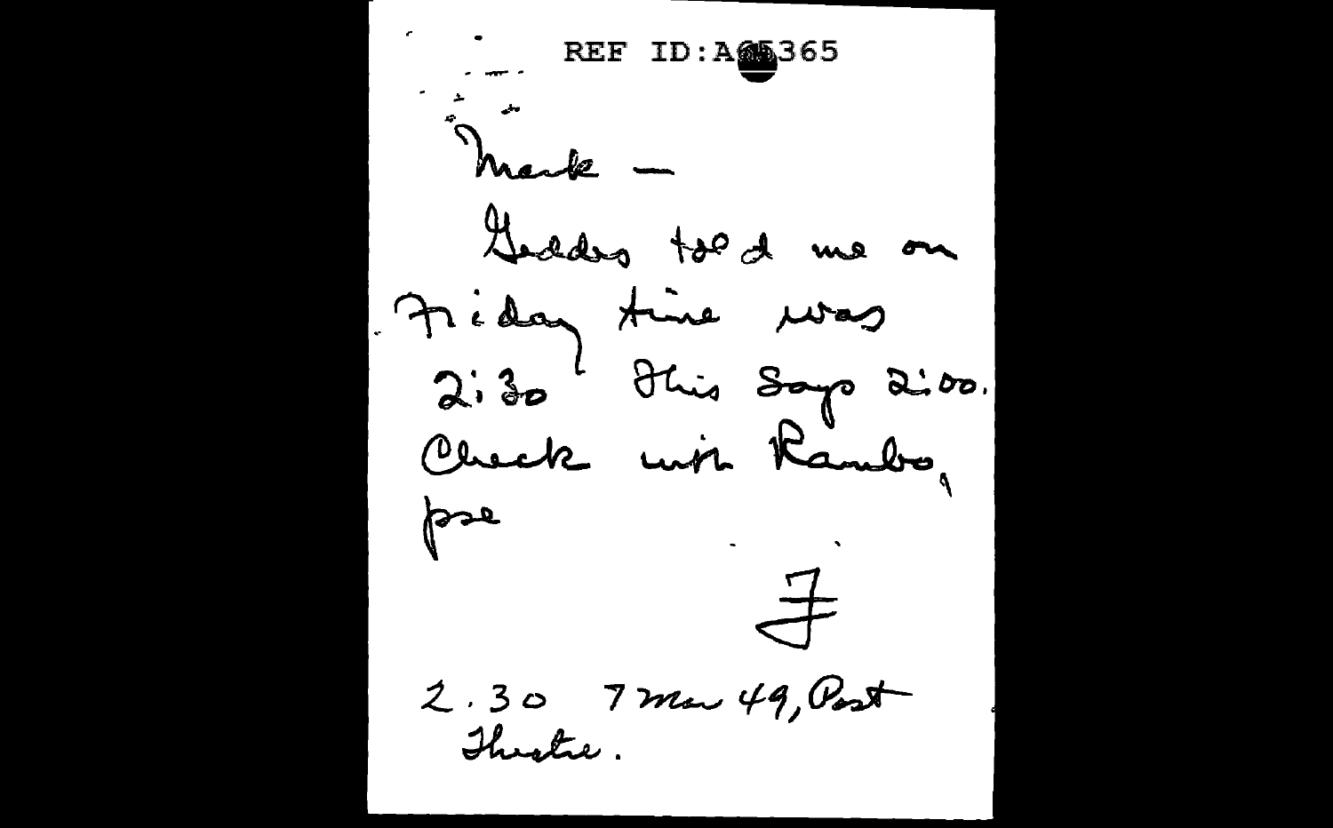REF ID:A65365

Mark —

Geddes told me on Friday time was 2:30. This says 2:00. Check with Rambo, pse

F

2.30 7 Mar 49, Post Theatre.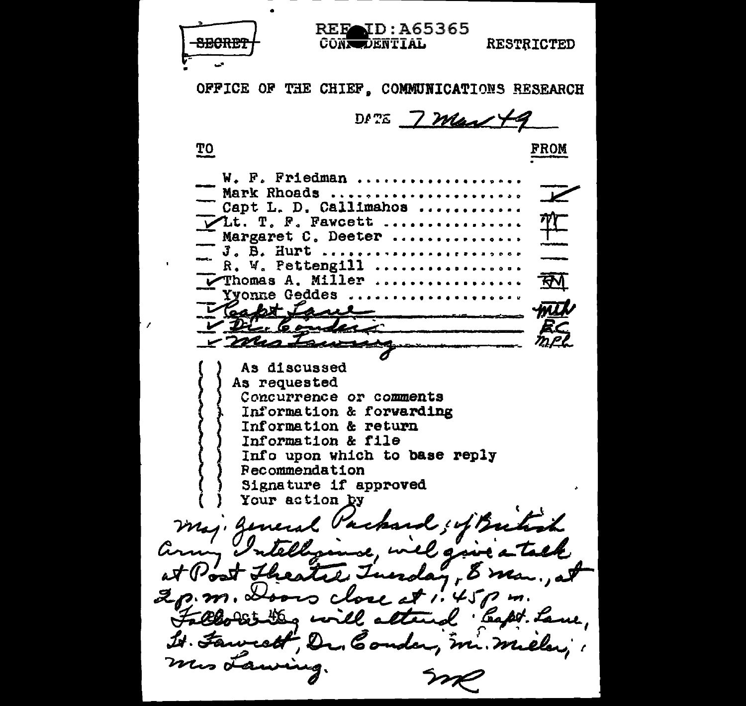~~SECRET~~ REF ID:A65365 CONFIDENTIAL RESTRICTED

OFFICE OF THE CHIEF, COMMUNICATIONS RESEARCH

DATE 7 Mar 49

| TO | | FROM |
|---|---|---|
| | W. F. Friedman .................. | |
| | Mark Rhoads ...................... | ✓ |
| | Capt L. D. Callimahos ........... | |
| ✓ | Lt. T. F. Fawcett ............... | TF |
| | Margaret C. Deeter .............. | |
| | J. B. Hurt ....................... | |
| | R. W. Pettengill ................ | |
| ✓ | Thomas A. Miller ................ | TM |
| | Yvonne Geddes ................... | |
| ✓ | Capt Lane | mch |
| ✓ | Dr. Conder | EC |
| ✓ | Mrs Lawing | MPL |

( ) As discussed
( ) As requested
( ) Concurrence or comments
( ) Information & forwarding
( ) Information & return
( ) Information & file
( ) Info upon which to base reply
( ) Recommendation
( ) Signature if approved
( ) Your action by

Maj. General Packard, of British Army Intelligence, will give a talk at Post Theatre Tuesday, 8 Mar., at 2 p.m. Doors close at 1:45 p.m.
Following will attend: Capt. Lane, Lt. Fawcett, Dr. Conder, Mr. Miller, Mrs Lawing.

MR

Oct 46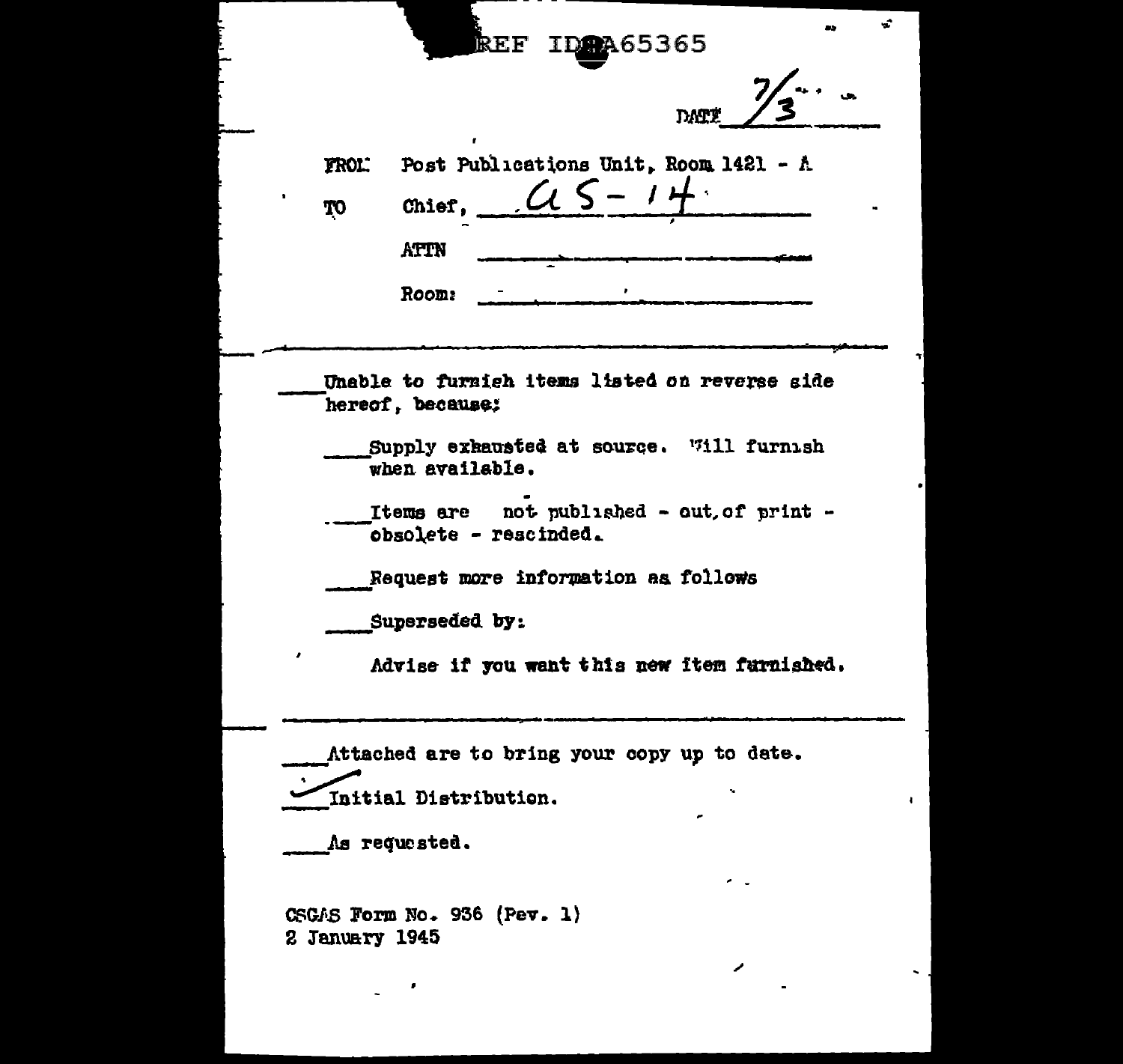REF ID:A65365

DATE 7/3

FROM: Post Publications Unit, Room 1421 - A

TO Chief, AS-14

ATTN \_\_\_\_\_\_\_\_\_\_\_\_\_\_\_\_

Room: \_\_\_\_\_\_\_\_\_\_\_\_\_\_\_\_

---

\_\_\_\_ Unable to furnish items listed on reverse side hereof, because:

\_\_\_\_ Supply exhausted at source. Will furnish when available.

\_\_\_\_ Items are not published - out of print - obsolete - rescinded.

\_\_\_\_ Request more information as follows

\_\_\_\_ Superseded by:

Advise if you want this new item furnished.

---

\_\_\_\_ Attached are to bring your copy up to date.

✓ Initial Distribution.

\_\_\_\_ As requested.

CSGAS Form No. 936 (Rev. 1)
2 January 1945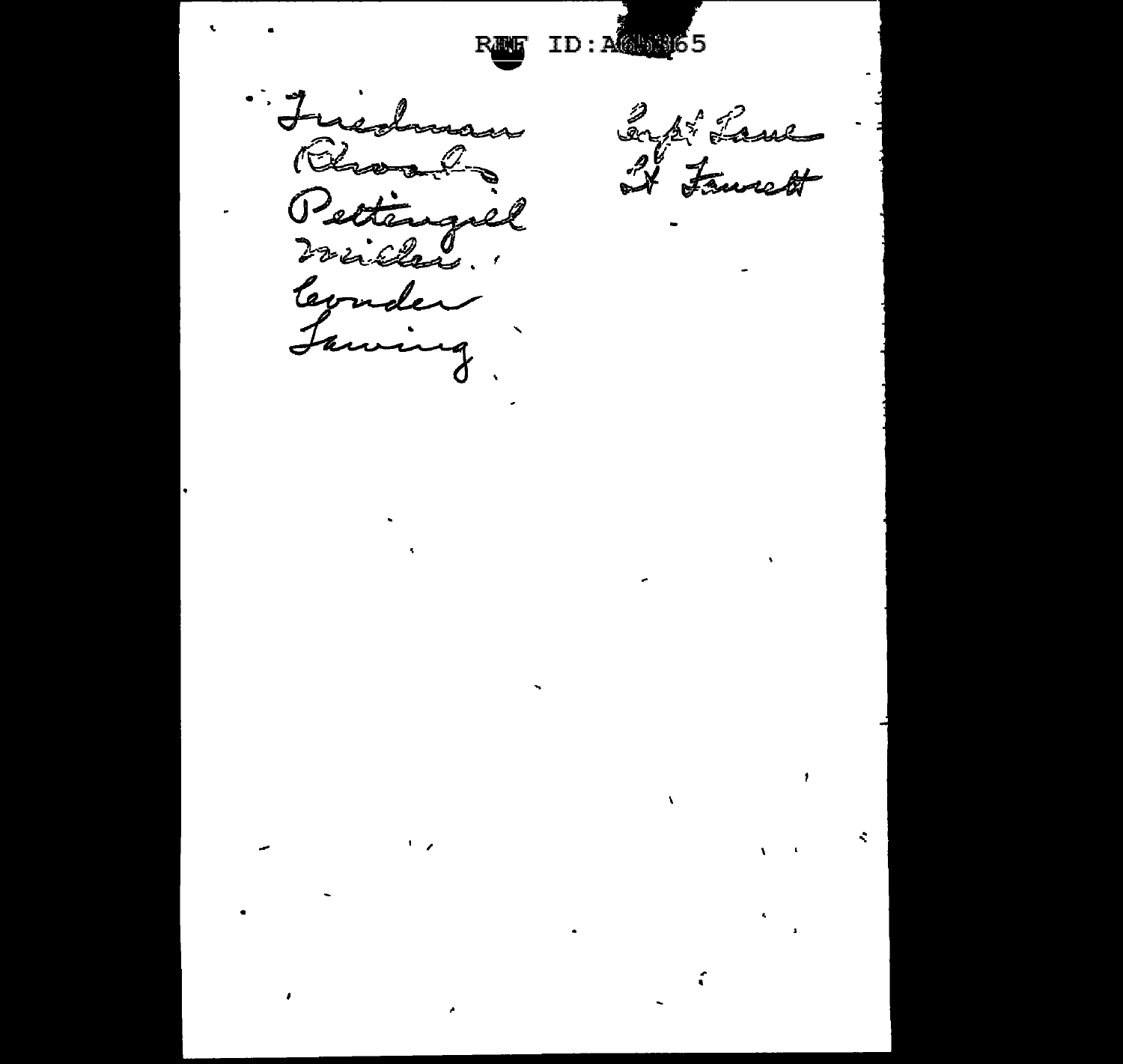Friedman
Rhoads
Pettengill
Fricke.
Lynder
Loving

Capt Lane
Lt Fawcett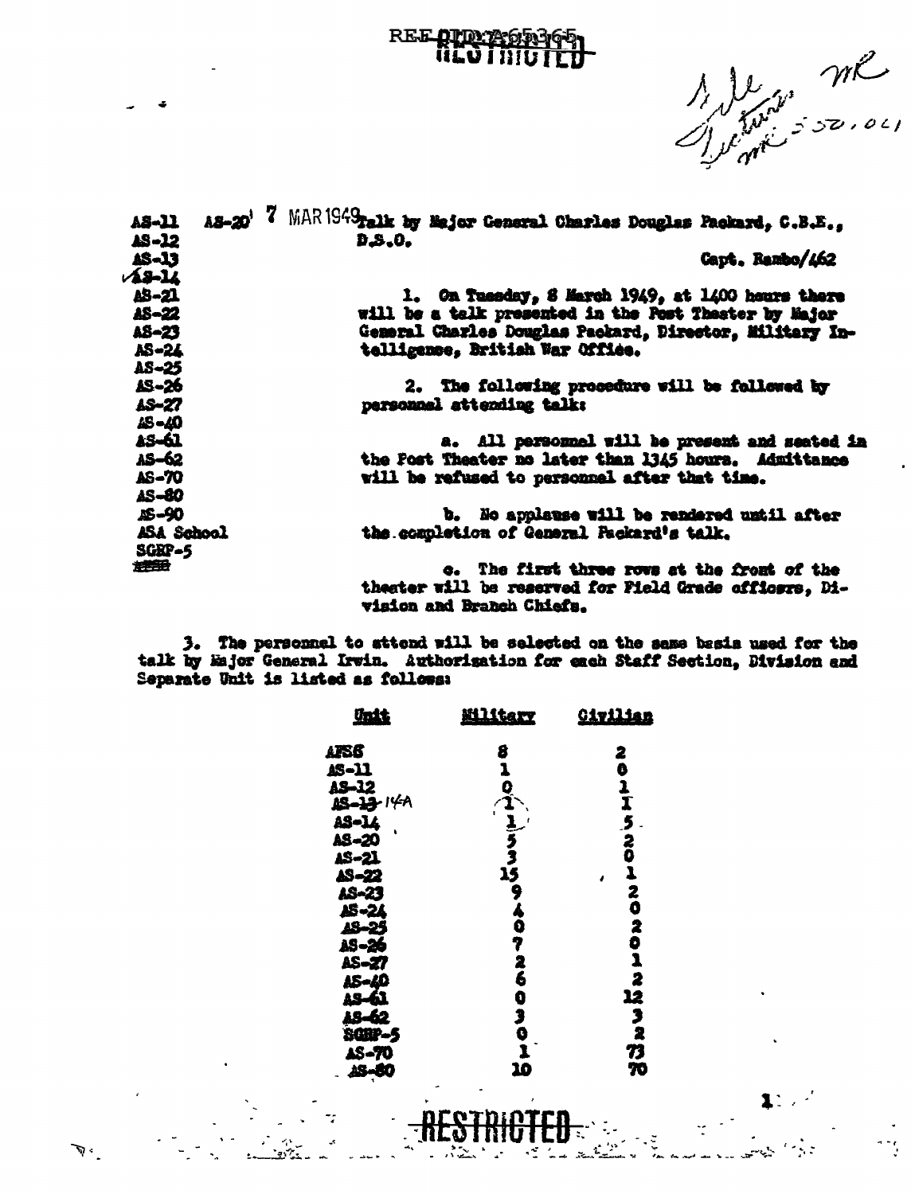REF ID:A65365

RESTRICTED

File
Lectures MR
MR 350.001

| |
|---|
| AS-11 |
| AS-12 |
| AS-13 |
| ✓AS-14 |
| AS-21 |
| AS-22 |
| AS-23 |
| AS-24 |
| AS-25 |
| AS-26 |
| AS-27 |
| AS-40 |
| AS-61 |
| AS-62 |
| AS-70 |
| AS-80 |
| AS-90 |
| ASA School |
| SGRP-5 |

AS-20 7 MAR 1949 Talk by Major General Charles Douglas Packard, C.B.E., D.S.O.

Capt. Rambo/462

1. On Tuesday, 8 March 1949, at 1400 hours there will be a talk presented in the Post Theater by Major General Charles Douglas Packard, Director, Military Intelligence, British War Office.

2. The following procedure will be followed by personnel attending talk:

a. All personnel will be present and seated in the Post Theater no later than 1345 hours. Admittance will be refused to personnel after that time.

b. No applause will be rendered until after the completion of General Packard's talk.

c. The first three rows at the front of the theater will be reserved for Field Grade officers, Division and Branch Chiefs.

3. The personnel to attend will be selected on the same basis used for the talk by Major General Irwin. Authorization for each Staff Section, Division and Separate Unit is listed as follows:

| Unit | Military | Civilian |
|---|---|---|
| AFSS | 8 | 2 |
| AS-11 | 1 | 0 |
| AS-12 | 0 | 1 |
| AS-13 14A | 1 | 1 |
| AS-14 | 1 | 5 |
| AS-20 | 5 | 2 |
| AS-21 | 3 | 0 |
| AS-22 | 15 | 1 |
| AS-23 | 9 | 2 |
| AS-24 | 4 | 0 |
| AS-25 | 0 | 2 |
| AS-26 | 7 | 0 |
| AS-27 | 2 | 1 |
| AS-40 | 6 | 2 |
| AS-61 | 0 | 12 |
| AS-62 | 3 | 3 |
| SGRP-5 | 0 | 2 |
| AS-70 | 1 | 73 |
| AS-80 | 10 | 70 |

RESTRICTED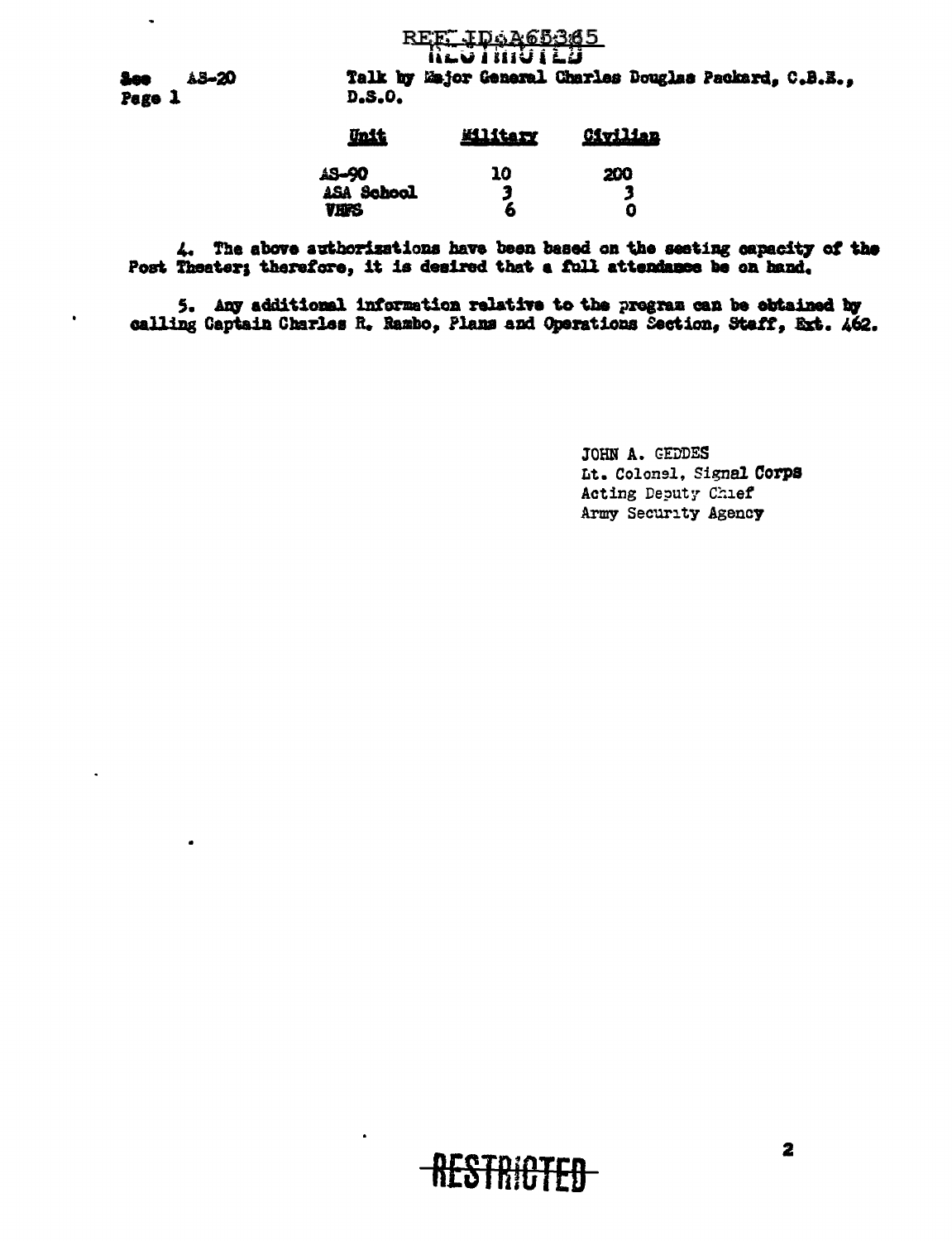REF ID:A65365

RESTRICTED

See AS-20
Page 1

Talk by Major General Charles Douglas Packard, C.B.E., D.S.O.

| Unit | Military | Civilian |
|---|---|---|
| AS-90 | 10 | 200 |
| ASA School | 3 | 3 |
| VHFS | 6 | 0 |

4. The above authorizations have been based on the seating capacity of the Post Theater; therefore, it is desired that a full attendance be on hand.

5. Any additional information relative to the program can be obtained by calling Captain Charles R. Rambo, Plans and Operations Section, Staff, Ext. 462.

JOHN A. GEDDES
Lt. Colonel, Signal Corps
Acting Deputy Chief
Army Security Agency

RESTRICTED